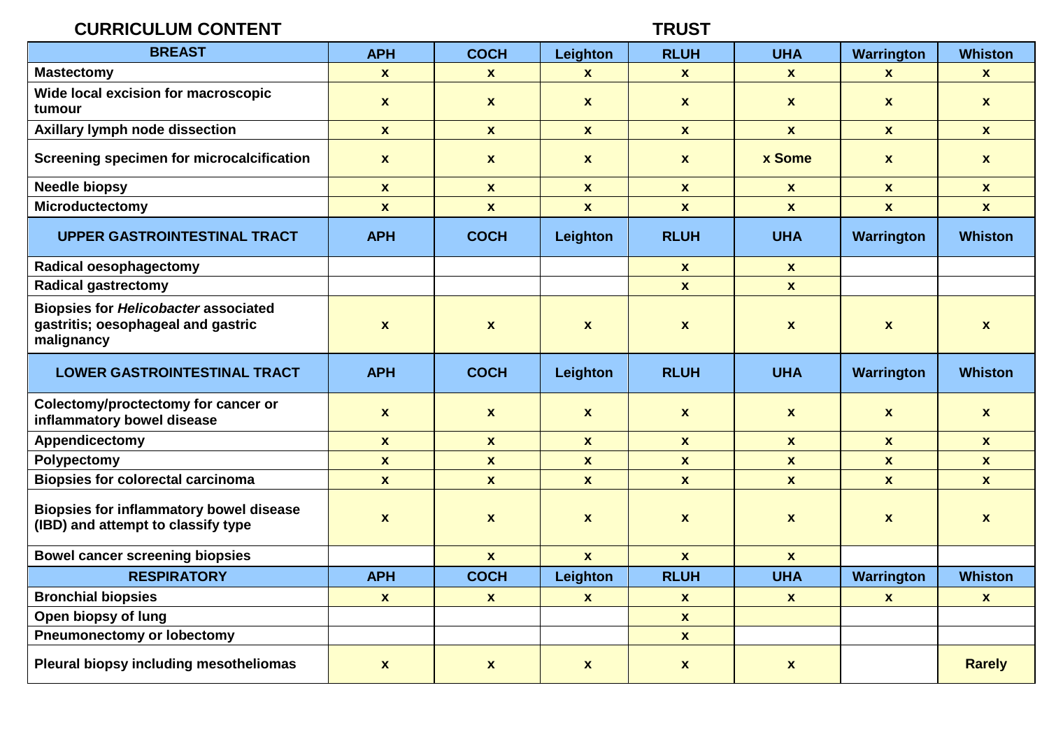| CURRICULUM CONTENT | TRUST | | | | | | |
|---|---|---|---|---|---|---|---|
| **BREAST** | **APH** | **COCH** | **Leighton** | **RLUH** | **UHA** | **Warrington** | **Whiston** |
| Mastectomy | x | x | x | x | x | x | x |
| Wide local excision for macroscopic tumour | x | x | x | x | x | x | x |
| Axillary lymph node dissection | x | x | x | x | x | x | x |
| Screening specimen for microcalcification | x | x | x | x | x Some | x | x |
| Needle biopsy | x | x | x | x | x | x | x |
| Microductectomy | x | x | x | x | x | x | x |
| **UPPER GASTROINTESTINAL TRACT** | **APH** | **COCH** | **Leighton** | **RLUH** | **UHA** | **Warrington** | **Whiston** |
| Radical oesophagectomy | | | | x | x | | |
| Radical gastrectomy | | | | x | x | | |
| Biopsies for *Helicobacter* associated gastritis; oesophageal and gastric malignancy | x | x | x | x | x | x | x |
| **LOWER GASTROINTESTINAL TRACT** | **APH** | **COCH** | **Leighton** | **RLUH** | **UHA** | **Warrington** | **Whiston** |
| Colectomy/proctectomy for cancer or inflammatory bowel disease | x | x | x | x | x | x | x |
| Appendicectomy | x | x | x | x | x | x | x |
| Polypectomy | x | x | x | x | x | x | x |
| Biopsies for colorectal carcinoma | x | x | x | x | x | x | x |
| Biopsies for inflammatory bowel disease (IBD) and attempt to classify type | x | x | x | x | x | x | x |
| Bowel cancer screening biopsies | | x | x | x | x | | |
| **RESPIRATORY** | **APH** | **COCH** | **Leighton** | **RLUH** | **UHA** | **Warrington** | **Whiston** |
| Bronchial biopsies | x | x | x | x | x | x | x |
| Open biopsy of lung | | | | x | | | |
| Pneumonectomy or lobectomy | | | | x | | | |
| Pleural biopsy including mesotheliomas | x | x | x | x | x | | Rarely |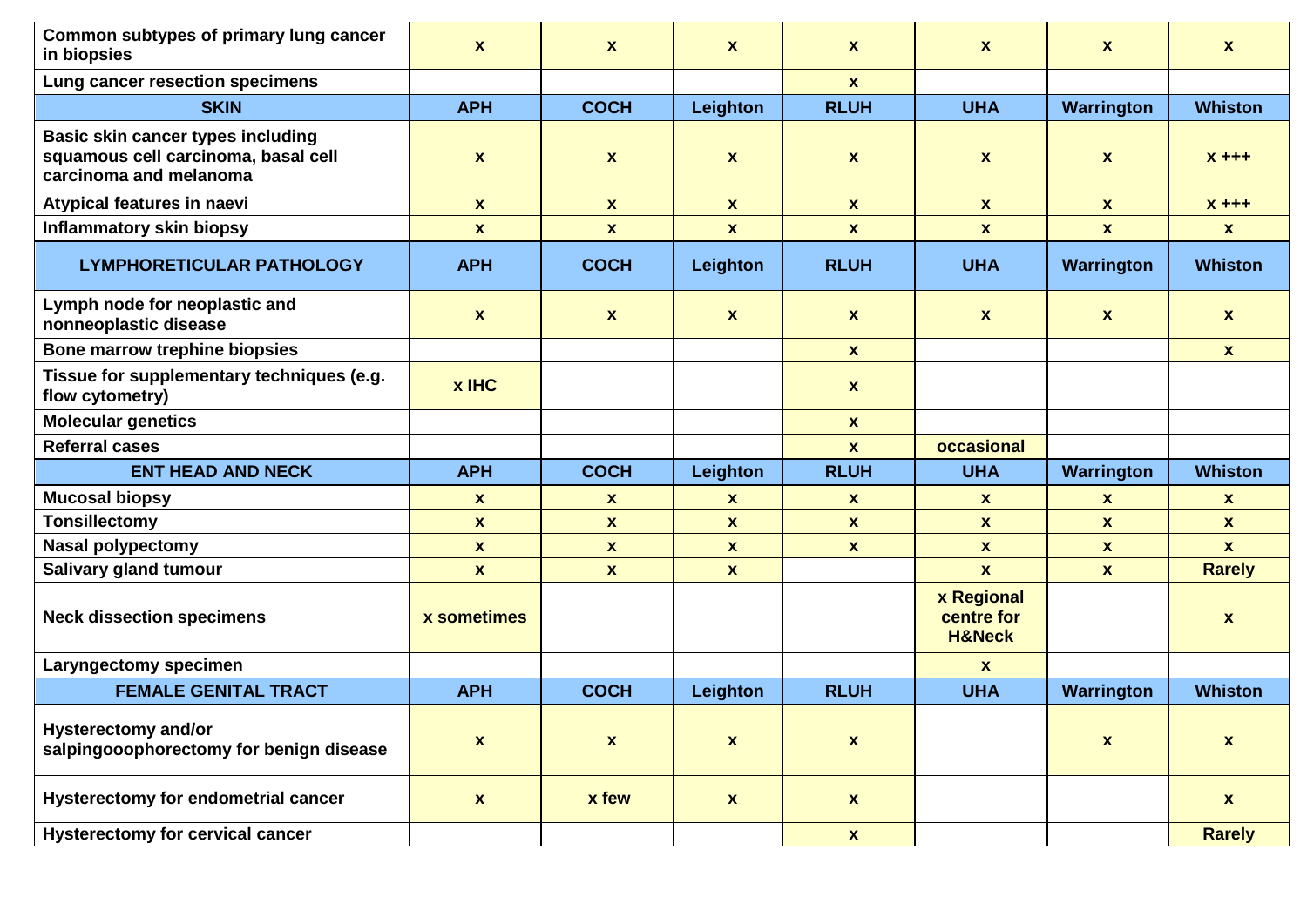| | | | | | | | |
|---|---|---|---|---|---|---|---|
| **Common subtypes of primary lung cancer in biopsies** | **x** | **x** | **x** | **x** | **x** | **x** | **x** |
| **Lung cancer resection specimens** | | | | **x** | | | |
| **SKIN** | **APH** | **COCH** | **Leighton** | **RLUH** | **UHA** | **Warrington** | **Whiston** |
| **Basic skin cancer types including squamous cell carcinoma, basal cell carcinoma and melanoma** | **x** | **x** | **x** | **x** | **x** | **x** | **x +++** |
| **Atypical features in naevi** | **x** | **x** | **x** | **x** | **x** | **x** | **x +++** |
| **Inflammatory skin biopsy** | **x** | **x** | **x** | **x** | **x** | **x** | **x** |
| **LYMPHORETICULAR PATHOLOGY** | **APH** | **COCH** | **Leighton** | **RLUH** | **UHA** | **Warrington** | **Whiston** |
| **Lymph node for neoplastic and nonneoplastic disease** | **x** | **x** | **x** | **x** | **x** | **x** | **x** |
| **Bone marrow trephine biopsies** | | | | **x** | | | **x** |
| **Tissue for supplementary techniques (e.g. flow cytometry)** | **x IHC** | | | **x** | | | |
| **Molecular genetics** | | | | **x** | | | |
| **Referral cases** | | | | **x** | **occasional** | | |
| **ENT HEAD AND NECK** | **APH** | **COCH** | **Leighton** | **RLUH** | **UHA** | **Warrington** | **Whiston** |
| **Mucosal biopsy** | **x** | **x** | **x** | **x** | **x** | **x** | **x** |
| **Tonsillectomy** | **x** | **x** | **x** | **x** | **x** | **x** | **x** |
| **Nasal polypectomy** | **x** | **x** | **x** | **x** | **x** | **x** | **x** |
| **Salivary gland tumour** | **x** | **x** | **x** | | **x** | **x** | **Rarely** |
| **Neck dissection specimens** | **x sometimes** | | | | **x Regional centre for H&Neck** | | **x** |
| **Laryngectomy specimen** | | | | | **x** | | |
| **FEMALE GENITAL TRACT** | **APH** | **COCH** | **Leighton** | **RLUH** | **UHA** | **Warrington** | **Whiston** |
| **Hysterectomy and/or salpingooophorectomy for benign disease** | **x** | **x** | **x** | **x** | | **x** | **x** |
| **Hysterectomy for endometrial cancer** | **x** | **x few** | **x** | **x** | | | **x** |
| **Hysterectomy for cervical cancer** | | | | **x** | | | **Rarely** |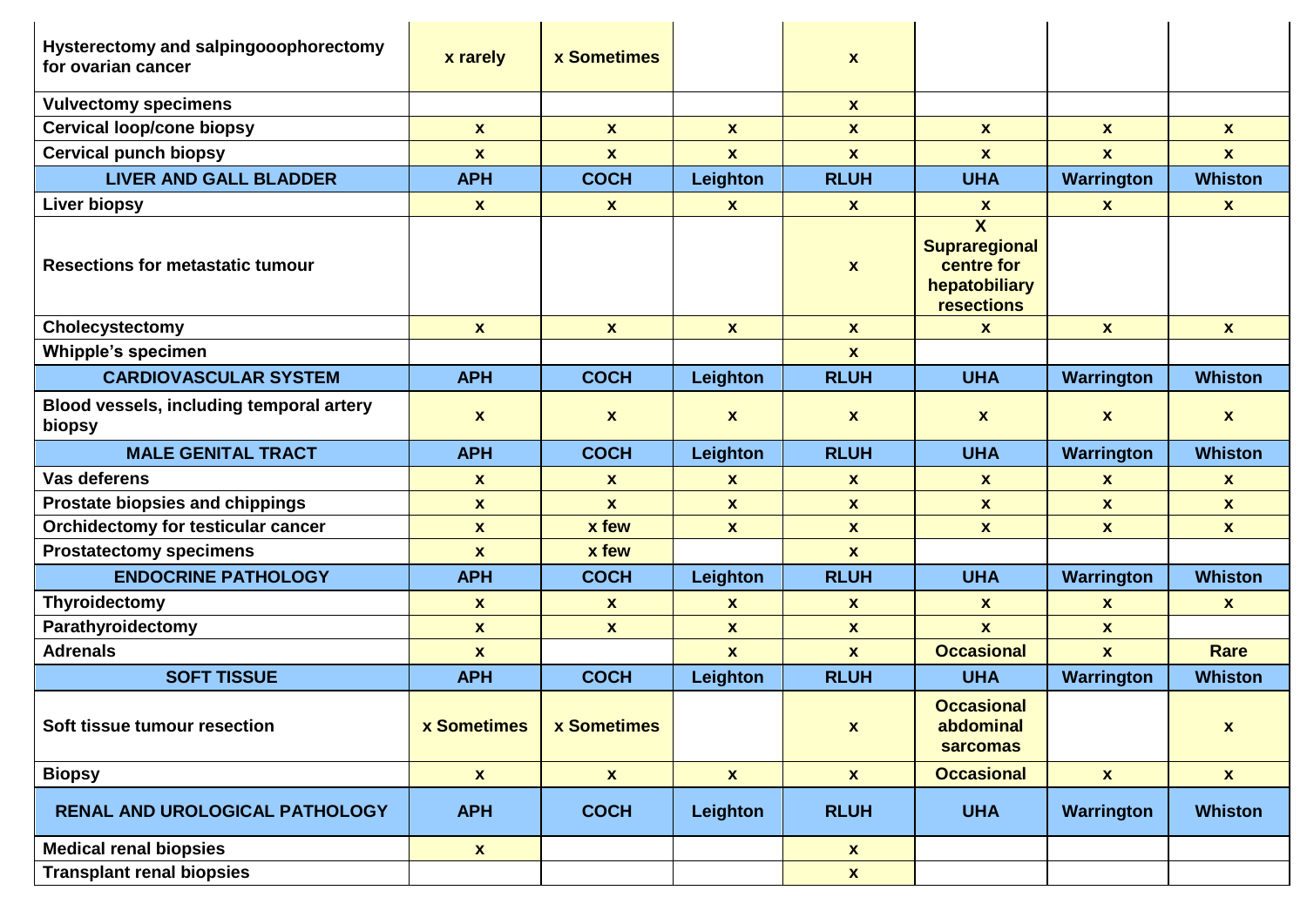| | | | | | | | |
|---|---|---|---|---|---|---|---|
| **Hysterectomy and salpingooophorectomy for ovarian cancer** | **x rarely** | **x Sometimes** | | **x** | | | |
| **Vulvectomy specimens** | | | | **x** | | | |
| **Cervical loop/cone biopsy** | **x** | **x** | **x** | **x** | **x** | **x** | **x** |
| **Cervical punch biopsy** | **x** | **x** | **x** | **x** | **x** | **x** | **x** |
| **LIVER AND GALL BLADDER** | **APH** | **COCH** | **Leighton** | **RLUH** | **UHA** | **Warrington** | **Whiston** |
| **Liver biopsy** | **x** | **x** | **x** | **x** | **x** | **x** | **x** |
| **Resections for metastatic tumour** | | | | **x** | **X Supraregional centre for hepatobiliary resections** | | |
| **Cholecystectomy** | **x** | **x** | **x** | **x** | **x** | **x** | **x** |
| **Whipple's specimen** | | | | **x** | | | |
| **CARDIOVASCULAR SYSTEM** | **APH** | **COCH** | **Leighton** | **RLUH** | **UHA** | **Warrington** | **Whiston** |
| **Blood vessels, including temporal artery biopsy** | **x** | **x** | **x** | **x** | **x** | **x** | **x** |
| **MALE GENITAL TRACT** | **APH** | **COCH** | **Leighton** | **RLUH** | **UHA** | **Warrington** | **Whiston** |
| **Vas deferens** | **x** | **x** | **x** | **x** | **x** | **x** | **x** |
| **Prostate biopsies and chippings** | **x** | **x** | **x** | **x** | **x** | **x** | **x** |
| **Orchidectomy for testicular cancer** | **x** | **x few** | **x** | **x** | **x** | **x** | **x** |
| **Prostatectomy specimens** | **x** | **x few** | | **x** | | | |
| **ENDOCRINE PATHOLOGY** | **APH** | **COCH** | **Leighton** | **RLUH** | **UHA** | **Warrington** | **Whiston** |
| **Thyroidectomy** | **x** | **x** | **x** | **x** | **x** | **x** | **x** |
| **Parathyroidectomy** | **x** | **x** | **x** | **x** | **x** | **x** | |
| **Adrenals** | **x** | | **x** | **x** | **Occasional** | **x** | **Rare** |
| **SOFT TISSUE** | **APH** | **COCH** | **Leighton** | **RLUH** | **UHA** | **Warrington** | **Whiston** |
| **Soft tissue tumour resection** | **x Sometimes** | **x Sometimes** | | **x** | **Occasional abdominal sarcomas** | | **x** |
| **Biopsy** | **x** | **x** | **x** | **x** | **Occasional** | **x** | **x** |
| **RENAL AND UROLOGICAL PATHOLOGY** | **APH** | **COCH** | **Leighton** | **RLUH** | **UHA** | **Warrington** | **Whiston** |
| **Medical renal biopsies** | **x** | | | **x** | | | |
| **Transplant renal biopsies** | | | | **x** | | | |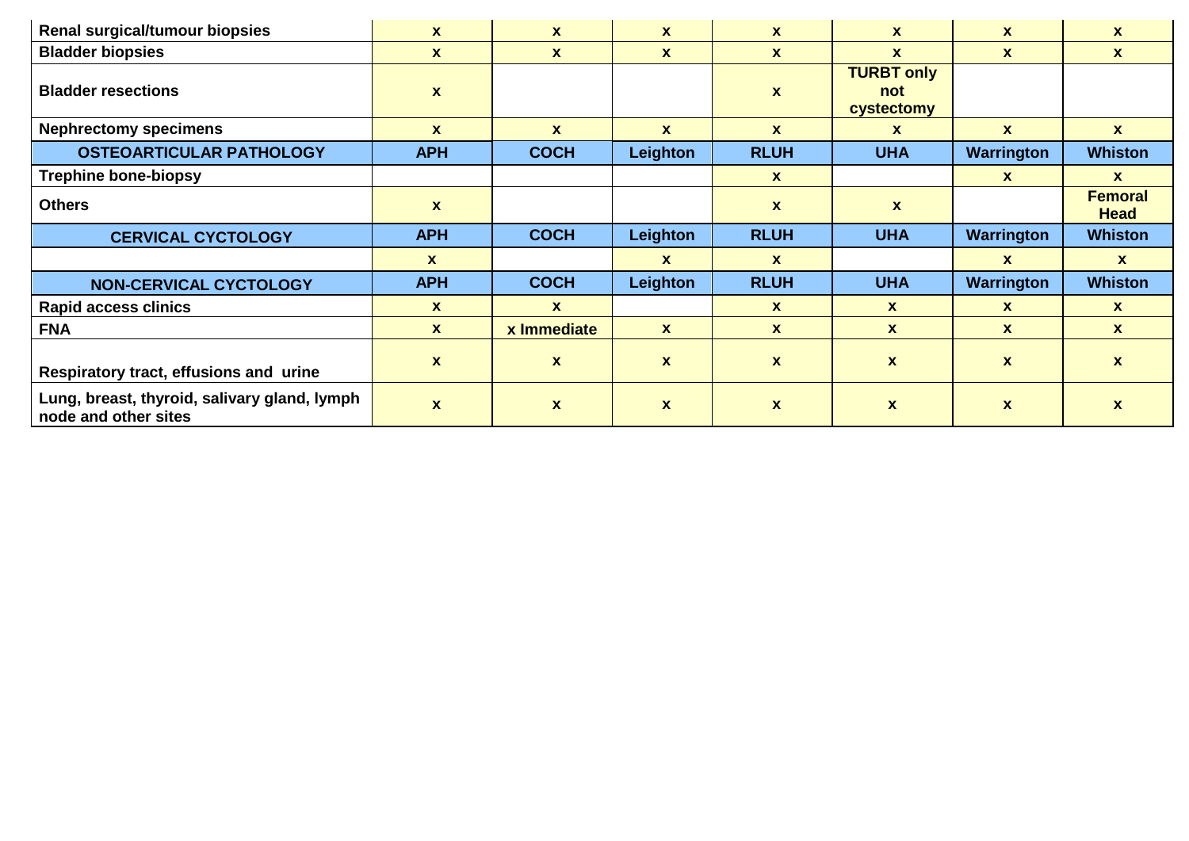| | | | | | | | |
|---|---|---|---|---|---|---|---|
| **Renal surgical/tumour biopsies** | x | x | x | x | x | x | x |
| **Bladder biopsies** | x | x | x | x | x | x | x |
| **Bladder resections** | x | | | x | TURBT only not cystectomy | | |
| **Nephrectomy specimens** | x | x | x | x | x | x | x |
| **OSTEOARTICULAR PATHOLOGY** | **APH** | **COCH** | **Leighton** | **RLUH** | **UHA** | **Warrington** | **Whiston** |
| **Trephine bone-biopsy** | | | | x | | x | x |
| **Others** | x | | | x | x | | Femoral Head |
| **CERVICAL CYCTOLOGY** | **APH** | **COCH** | **Leighton** | **RLUH** | **UHA** | **Warrington** | **Whiston** |
| | x | | x | x | | x | x |
| **NON-CERVICAL CYCTOLOGY** | **APH** | **COCH** | **Leighton** | **RLUH** | **UHA** | **Warrington** | **Whiston** |
| **Rapid access clinics** | x | x | | x | x | x | x |
| **FNA** | x | x Immediate | x | x | x | x | x |
| **Respiratory tract, effusions and urine** | x | x | x | x | x | x | x |
| **Lung, breast, thyroid, salivary gland, lymph node and other sites** | x | x | x | x | x | x | x |